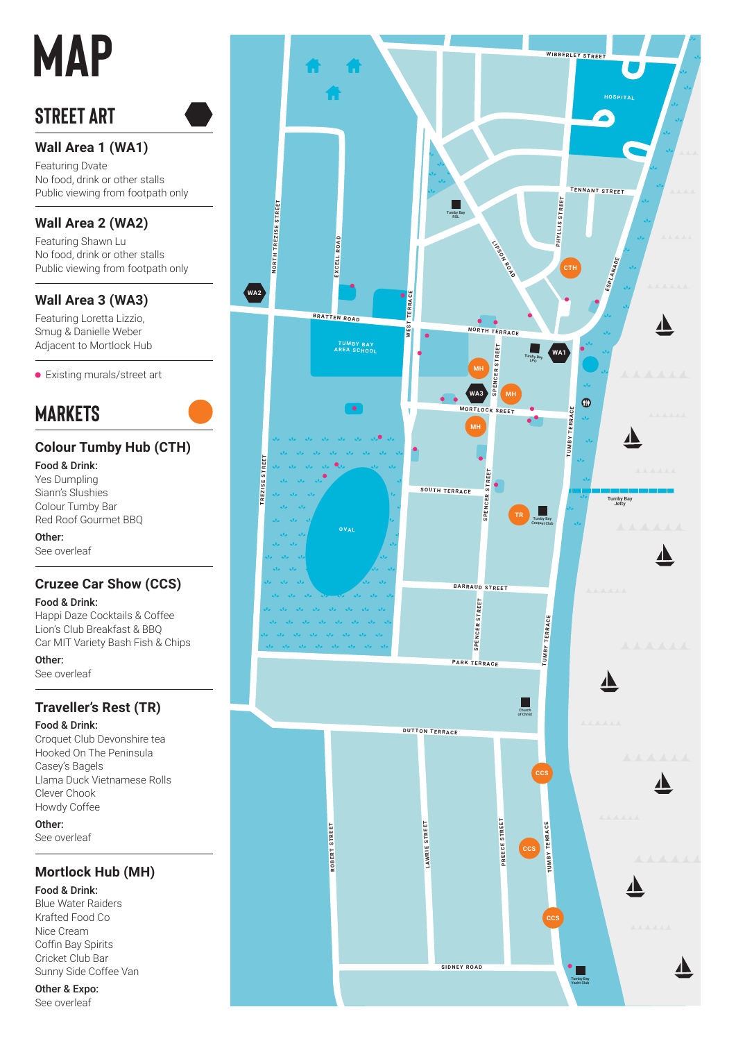# MAP

## STREET ART

### Wall Area 1 (WA1)

Featuring Dvate
No food, drink or other stalls
Public viewing from footpath only

### Wall Area 2 (WA2)

Featuring Shawn Lu
No food, drink or other stalls
Public viewing from footpath only

### Wall Area 3 (WA3)

Featuring Loretta Lizzio, Smug & Danielle Weber
Adjacent to Mortlock Hub

- Existing murals/street art

## MARKETS

### Colour Tumby Hub (CTH)

**Food & Drink:**
Yes Dumpling
Siann's Slushies
Colour Tumby Bar
Red Roof Gourmet BBQ

**Other:**
See overleaf

### Cruzee Car Show (CCS)

**Food & Drink:**
Happi Daze Cocktails & Coffee
Lion's Club Breakfast & BBQ
Car MIT Variety Bash Fish & Chips

**Other:**
See overleaf

### Traveller's Rest (TR)

**Food & Drink:**
Croquet Club Devonshire tea
Hooked On The Peninsula
Casey's Bagels
Llama Duck Vietnamese Rolls
Clever Chook
Howdy Coffee

**Other:**
See overleaf

### Mortlock Hub (MH)

**Food & Drink:**
Blue Water Raiders
Krafted Food Co
Nice Cream
Coffin Bay Spirits
Cricket Club Bar
Sunny Side Coffee Van

**Other & Expo:**
See overleaf

WIBBERLEY STREET
HOSPITAL
TENNANT STREET
PHYLLIS STREET
LIPSON ROAD
ESPLANADE
CTH
Tumby Bay RSL
NORTH TREZISE STREET
EXCELL ROAD
WEST TERRACE
WA2
BRATTEN ROAD
TUMBY BAY AREA SCHOOL
NORTH TERRACE
Tumby Bay LPO
WA1
MH
SPENCER STREET
WA3
MORTLOCK SREET
TUMBY TERRACE
TREZISE STREET
OVAL
SOUTH TERRACE
TR
Tumby Bay Croquet Club
Tumby Bay Jetty
BARRAUD STREET
PARK TERRACE
Church of Christ
DUTTON TERRACE
CCS
ROBERT STREET
LAWRIE STREET
PREECE STREET
SIDNEY ROAD
Tumby Bay Yacht Club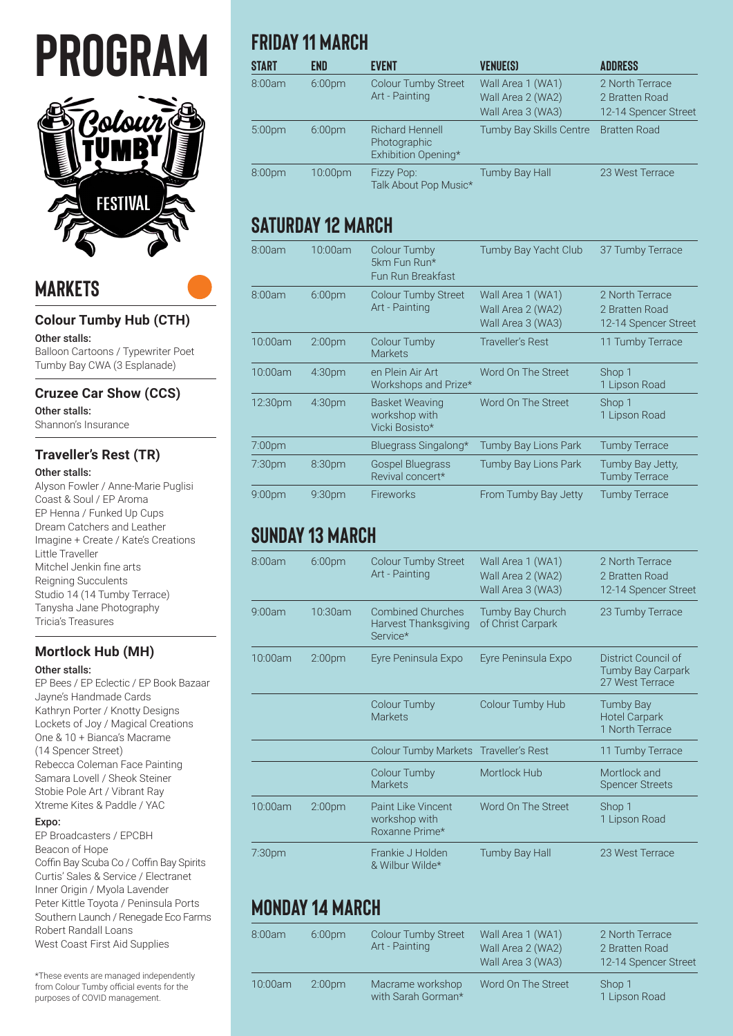# PROGRAM

Colour TUMBY FESTIVAL

## MARKETS

### Colour Tumby Hub (CTH)

**Other stalls:**
Balloon Cartoons / Typewriter Poet
Tumby Bay CWA (3 Esplanade)

### Cruzee Car Show (CCS)

**Other stalls:**
Shannon's Insurance

### Traveller's Rest (TR)

**Other stalls:**
Alyson Fowler / Anne-Marie Puglisi
Coast & Soul / EP Aroma
EP Henna / Funked Up Cups
Dream Catchers and Leather
Imagine + Create / Kate's Creations
Little Traveller
Mitchel Jenkin fine arts
Reigning Succulents
Studio 14 (14 Tumby Terrace)
Tanysha Jane Photography
Tricia's Treasures

### Mortlock Hub (MH)

**Other stalls:**
EP Bees / EP Eclectic / EP Book Bazaar
Jayne's Handmade Cards
Kathryn Porter / Knotty Designs
Lockets of Joy / Magical Creations
One & 10 + Bianca's Macrame
(14 Spencer Street)
Rebecca Coleman Face Painting
Samara Lovell / Sheok Steiner
Stobie Pole Art / Vibrant Ray
Xtreme Kites & Paddle / YAC

**Expo:**
EP Broadcasters / EPCBH
Beacon of Hope
Coffin Bay Scuba Co / Coffin Bay Spirits
Curtis' Sales & Service / Electranet
Inner Origin / Myola Lavender
Peter Kittle Toyota / Peninsula Ports
Southern Launch / Renegade Eco Farms
Robert Randall Loans
West Coast First Aid Supplies

*These events are managed independently from Colour Tumby official events for the purposes of COVID management.

## FRIDAY 11 MARCH

| START | END | EVENT | VENUE(S) | ADDRESS |
|---|---|---|---|---|
| 8:00am | 6:00pm | Colour Tumby Street Art - Painting | Wall Area 1 (WA1)<br>Wall Area 2 (WA2)<br>Wall Area 3 (WA3) | 2 North Terrace<br>2 Bratten Road<br>12-14 Spencer Street |
| 5:00pm | 6:00pm | Richard Hennell Photographic Exhibition Opening* | Tumby Bay Skills Centre | Bratten Road |
| 8:00pm | 10:00pm | Fizzy Pop: Talk About Pop Music* | Tumby Bay Hall | 23 West Terrace |

## SATURDAY 12 MARCH

| START | END | EVENT | VENUE(S) | ADDRESS |
|---|---|---|---|---|
| 8:00am | 10:00am | Colour Tumby 5km Fun Run* Fun Run Breakfast | Tumby Bay Yacht Club | 37 Tumby Terrace |
| 8:00am | 6:00pm | Colour Tumby Street Art - Painting | Wall Area 1 (WA1)<br>Wall Area 2 (WA2)<br>Wall Area 3 (WA3) | 2 North Terrace<br>2 Bratten Road<br>12-14 Spencer Street |
| 10:00am | 2:00pm | Colour Tumby Markets | Traveller's Rest | 11 Tumby Terrace |
| 10:00am | 4:30pm | en Plein Air Art Workshops and Prize* | Word On The Street | Shop 1<br>1 Lipson Road |
| 12:30pm | 4:30pm | Basket Weaving workshop with Vicki Bosisto* | Word On The Street | Shop 1<br>1 Lipson Road |
| 7:00pm | | Bluegrass Singalong* | Tumby Bay Lions Park | Tumby Terrace |
| 7:30pm | 8:30pm | Gospel Bluegrass Revival concert* | Tumby Bay Lions Park | Tumby Bay Jetty, Tumby Terrace |
| 9:00pm | 9:30pm | Fireworks | From Tumby Bay Jetty | Tumby Terrace |

## SUNDAY 13 MARCH

| START | END | EVENT | VENUE(S) | ADDRESS |
|---|---|---|---|---|
| 8:00am | 6:00pm | Colour Tumby Street Art - Painting | Wall Area 1 (WA1)<br>Wall Area 2 (WA2)<br>Wall Area 3 (WA3) | 2 North Terrace<br>2 Bratten Road<br>12-14 Spencer Street |
| 9:00am | 10:30am | Combined Churches Harvest Thanksgiving Service* | Tumby Bay Church of Christ Carpark | 23 Tumby Terrace |
| 10:00am | 2:00pm | Eyre Peninsula Expo | Eyre Peninsula Expo | District Council of Tumby Bay Carpark<br>27 West Terrace |
| | | Colour Tumby Markets | Colour Tumby Hub | Tumby Bay Hotel Carpark<br>1 North Terrace |
| | | Colour Tumby Markets | Traveller's Rest | 11 Tumby Terrace |
| | | Colour Tumby Markets | Mortlock Hub | Mortlock and Spencer Streets |
| 10:00am | 2:00pm | Paint Like Vincent workshop with Roxanne Prime* | Word On The Street | Shop 1<br>1 Lipson Road |
| 7:30pm | | Frankie J Holden & Wilbur Wilde* | Tumby Bay Hall | 23 West Terrace |

## MONDAY 14 MARCH

| START | END | EVENT | VENUE(S) | ADDRESS |
|---|---|---|---|---|
| 8:00am | 6:00pm | Colour Tumby Street Art - Painting | Wall Area 1 (WA1)<br>Wall Area 2 (WA2)<br>Wall Area 3 (WA3) | 2 North Terrace<br>2 Bratten Road<br>12-14 Spencer Street |
| 10:00am | 2:00pm | Macrame workshop with Sarah Gorman* | Word On The Street | Shop 1<br>1 Lipson Road |